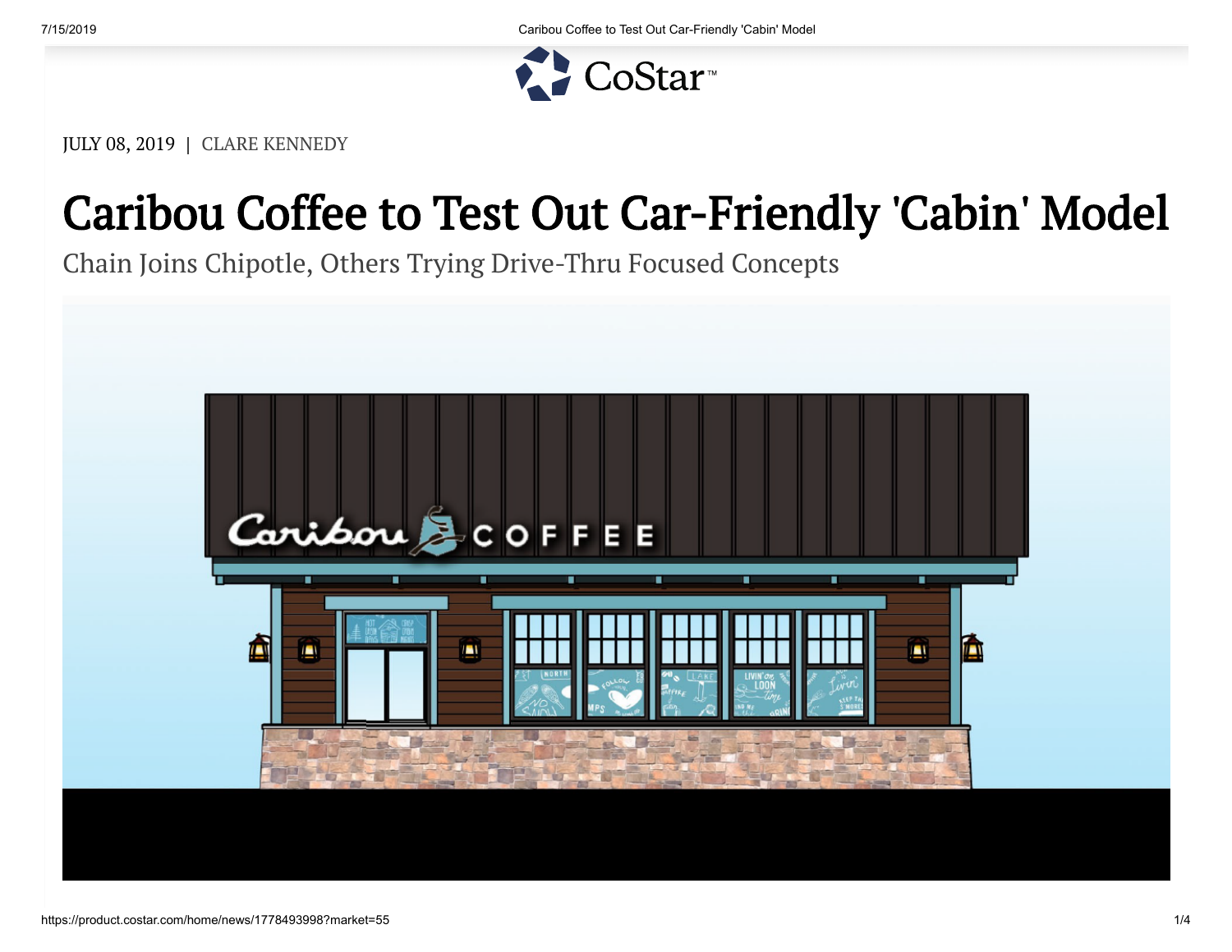JULY 08, 2019 | CLARE KENNEDY

# Caribou Coffee to Test Out Car-Friendly 'Cabin' Model

## Chain Joins Chipotle, Others Trying Drive-Thru Focused Concepts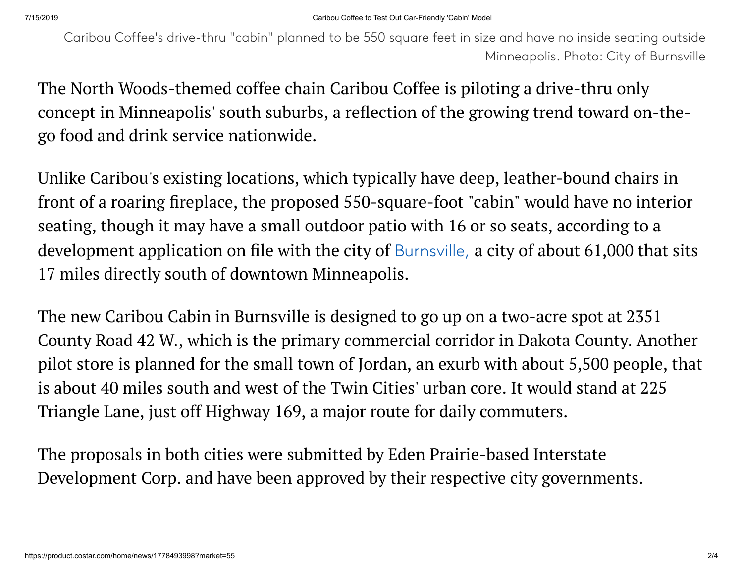Caribou Coffee's drive-thru "cabin" planned to be 550 square feet in size and have no inside seating outside Minneapolis. Photo: City of Burnsville

The North Woods-themed coffee chain Caribou Coffee is piloting a drive-thru only concept in Minneapolis' south suburbs, a reflection of the growing trend toward on-the-go food and drink service nationwide.

Unlike Caribou's existing locations, which typically have deep, leather-bound chairs in front of a roaring fireplace, the proposed 550-square-foot "cabin" would have no interior seating, though it may have a small outdoor patio with 16 or so seats, according to a development application on file with the city of Burnsville, a city of about 61,000 that sits 17 miles directly south of downtown Minneapolis.

The new Caribou Cabin in Burnsville is designed to go up on a two-acre spot at 2351 County Road 42 W., which is the primary commercial corridor in Dakota County. Another pilot store is planned for the small town of Jordan, an exurb with about 5,500 people, that is about 40 miles south and west of the Twin Cities' urban core. It would stand at 225 Triangle Lane, just off Highway 169, a major route for daily commuters.

The proposals in both cities were submitted by Eden Prairie-based Interstate Development Corp. and have been approved by their respective city governments.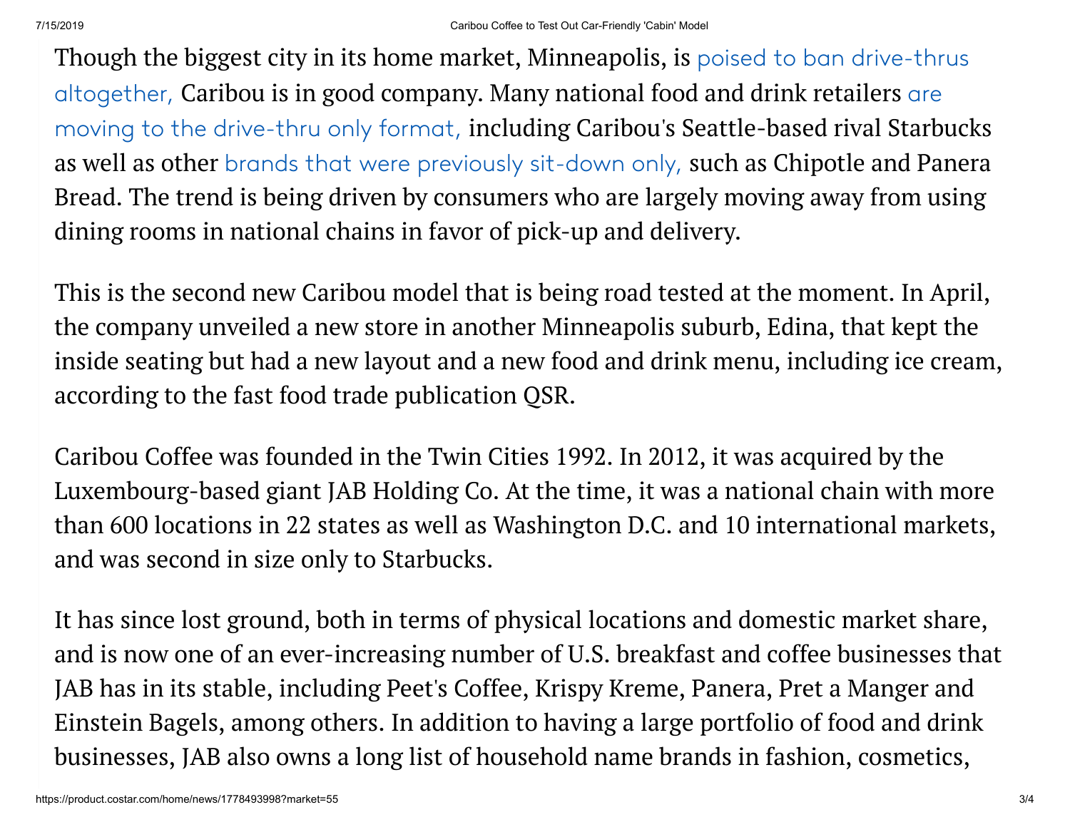Though the biggest city in its home market, Minneapolis, is poised to ban drive-thrus altogether, Caribou is in good company. Many national food and drink retailers are moving to the drive-thru only format, including Caribou's Seattle-based rival Starbucks as well as other brands that were previously sit-down only, such as Chipotle and Panera Bread. The trend is being driven by consumers who are largely moving away from using dining rooms in national chains in favor of pick-up and delivery.

This is the second new Caribou model that is being road tested at the moment. In April, the company unveiled a new store in another Minneapolis suburb, Edina, that kept the inside seating but had a new layout and a new food and drink menu, including ice cream, according to the fast food trade publication QSR.

Caribou Coffee was founded in the Twin Cities 1992. In 2012, it was acquired by the Luxembourg-based giant JAB Holding Co. At the time, it was a national chain with more than 600 locations in 22 states as well as Washington D.C. and 10 international markets, and was second in size only to Starbucks.

It has since lost ground, both in terms of physical locations and domestic market share, and is now one of an ever-increasing number of U.S. breakfast and coffee businesses that JAB has in its stable, including Peet's Coffee, Krispy Kreme, Panera, Pret a Manger and Einstein Bagels, among others. In addition to having a large portfolio of food and drink businesses, JAB also owns a long list of household name brands in fashion, cosmetics,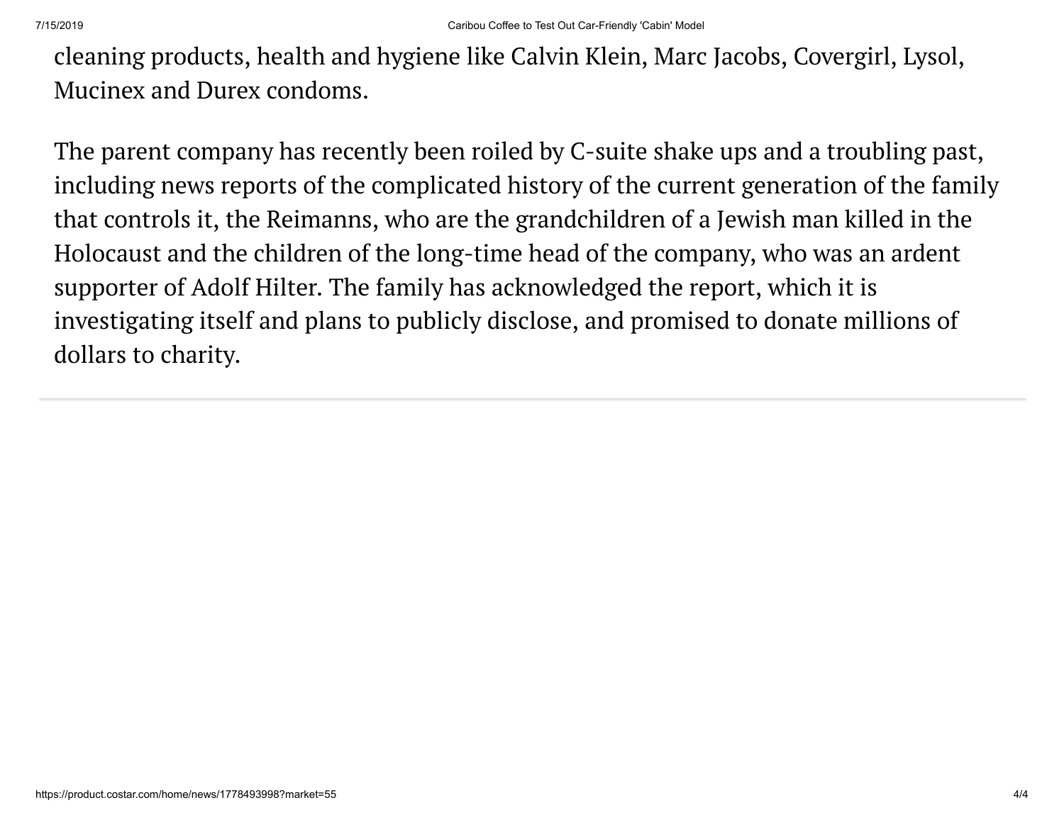cleaning products, health and hygiene like Calvin Klein, Marc Jacobs, Covergirl, Lysol, Mucinex and Durex condoms.

The parent company has recently been roiled by C-suite shake ups and a troubling past, including news reports of the complicated history of the current generation of the family that controls it, the Reimanns, who are the grandchildren of a Jewish man killed in the Holocaust and the children of the long-time head of the company, who was an ardent supporter of Adolf Hilter. The family has acknowledged the report, which it is investigating itself and plans to publicly disclose, and promised to donate millions of dollars to charity.